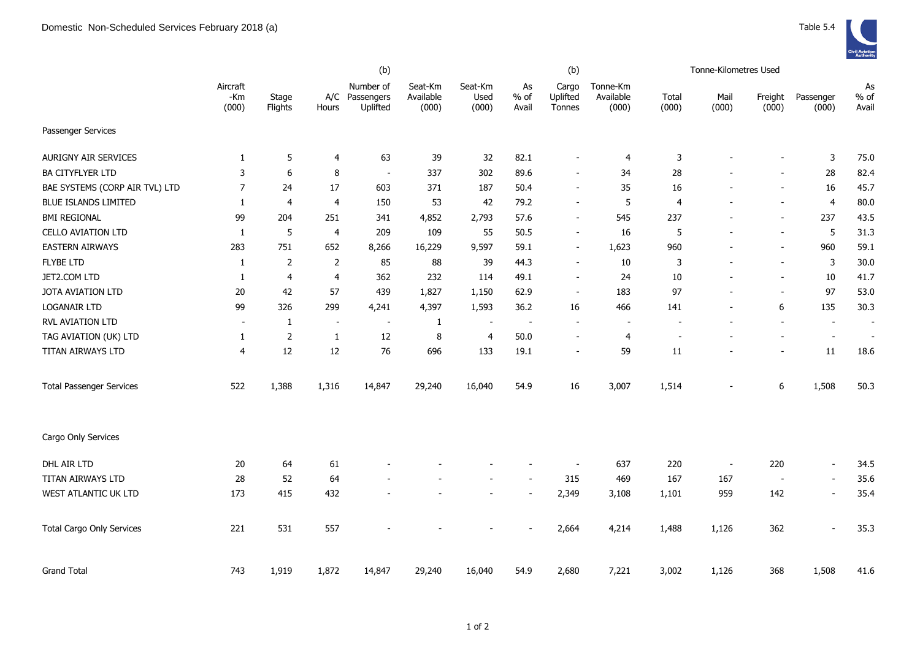Domestic Non-Scheduled Services February 2018 (a)

Table 5.4

| | Aircraft -Km (000) | Stage Flights | A/C Hours | (b) Number of Passengers Uplifted | Seat-Km Available (000) | Seat-Km Used (000) | As % of Avail | (b) Cargo Uplifted Tonnes | Tonne-Km Available (000) | Tonne-Kilometres Used Total (000) | Mail (000) | Freight (000) | Passenger (000) | As % of Avail |
|---|---|---|---|---|---|---|---|---|---|---|---|---|---|---|
| Passenger Services | | | | | | | | | | | | | | |
| AURIGNY AIR SERVICES | 1 | 5 | 4 | 63 | 39 | 32 | 82.1 | - | 4 | 3 | - | - | 3 | 75.0 |
| BA CITYFLYER LTD | 3 | 6 | 8 | - | 337 | 302 | 89.6 | - | 34 | 28 | - | - | 28 | 82.4 |
| BAE SYSTEMS (CORP AIR TVL) LTD | 7 | 24 | 17 | 603 | 371 | 187 | 50.4 | - | 35 | 16 | - | - | 16 | 45.7 |
| BLUE ISLANDS LIMITED | 1 | 4 | 4 | 150 | 53 | 42 | 79.2 | - | 5 | 4 | - | - | 4 | 80.0 |
| BMI REGIONAL | 99 | 204 | 251 | 341 | 4,852 | 2,793 | 57.6 | - | 545 | 237 | - | - | 237 | 43.5 |
| CELLO AVIATION LTD | 1 | 5 | 4 | 209 | 109 | 55 | 50.5 | - | 16 | 5 | - | - | 5 | 31.3 |
| EASTERN AIRWAYS | 283 | 751 | 652 | 8,266 | 16,229 | 9,597 | 59.1 | - | 1,623 | 960 | - | - | 960 | 59.1 |
| FLYBE LTD | 1 | 2 | 2 | 85 | 88 | 39 | 44.3 | - | 10 | 3 | - | - | 3 | 30.0 |
| JET2.COM LTD | 1 | 4 | 4 | 362 | 232 | 114 | 49.1 | - | 24 | 10 | - | - | 10 | 41.7 |
| JOTA AVIATION LTD | 20 | 42 | 57 | 439 | 1,827 | 1,150 | 62.9 | - | 183 | 97 | - | - | 97 | 53.0 |
| LOGANAIR LTD | 99 | 326 | 299 | 4,241 | 4,397 | 1,593 | 36.2 | 16 | 466 | 141 | - | 6 | 135 | 30.3 |
| RVL AVIATION LTD | - | 1 | - | - | 1 | - | - | - | - | - | - | - | - | - |
| TAG AVIATION (UK) LTD | 1 | 2 | 1 | 12 | 8 | 4 | 50.0 | - | 4 | - | - | - | - | - |
| TITAN AIRWAYS LTD | 4 | 12 | 12 | 76 | 696 | 133 | 19.1 | - | 59 | 11 | - | - | 11 | 18.6 |
| Total Passenger Services | 522 | 1,388 | 1,316 | 14,847 | 29,240 | 16,040 | 54.9 | 16 | 3,007 | 1,514 | - | 6 | 1,508 | 50.3 |
| Cargo Only Services | | | | | | | | | | | | | | |
| DHL AIR LTD | 20 | 64 | 61 | - | - | - | - | - | 637 | 220 | - | 220 | - | 34.5 |
| TITAN AIRWAYS LTD | 28 | 52 | 64 | - | - | - | - | 315 | 469 | 167 | 167 | - | - | 35.6 |
| WEST ATLANTIC UK LTD | 173 | 415 | 432 | - | - | - | - | 2,349 | 3,108 | 1,101 | 959 | 142 | - | 35.4 |
| Total Cargo Only Services | 221 | 531 | 557 | - | - | - | - | 2,664 | 4,214 | 1,488 | 1,126 | 362 | - | 35.3 |
| Grand Total | 743 | 1,919 | 1,872 | 14,847 | 29,240 | 16,040 | 54.9 | 2,680 | 7,221 | 3,002 | 1,126 | 368 | 1,508 | 41.6 |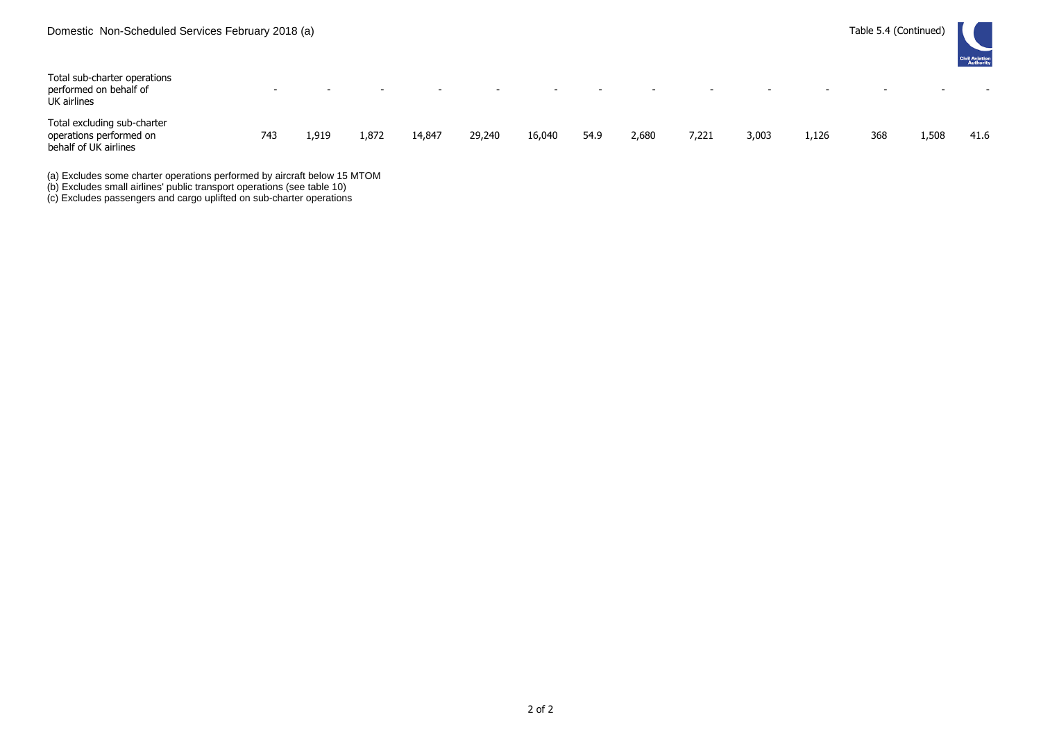Domestic Non-Scheduled Services February 2018 (a)

Table 5.4 (Continued)

| | | | | | | | | | | | | | | |
|---|---|---|---|---|---|---|---|---|---|---|---|---|---|---|
| Total sub-charter operations performed on behalf of UK airlines | - | - | - | - | - | - | - | - | - | - | - | - | - | - |
| Total excluding sub-charter operations performed on behalf of UK airlines | 743 | 1,919 | 1,872 | 14,847 | 29,240 | 16,040 | 54.9 | 2,680 | 7,221 | 3,003 | 1,126 | 368 | 1,508 | 41.6 |

(a) Excludes some charter operations performed by aircraft below 15 MTOM
(b) Excludes small airlines' public transport operations (see table 10)
(c) Excludes passengers and cargo uplifted on sub-charter operations